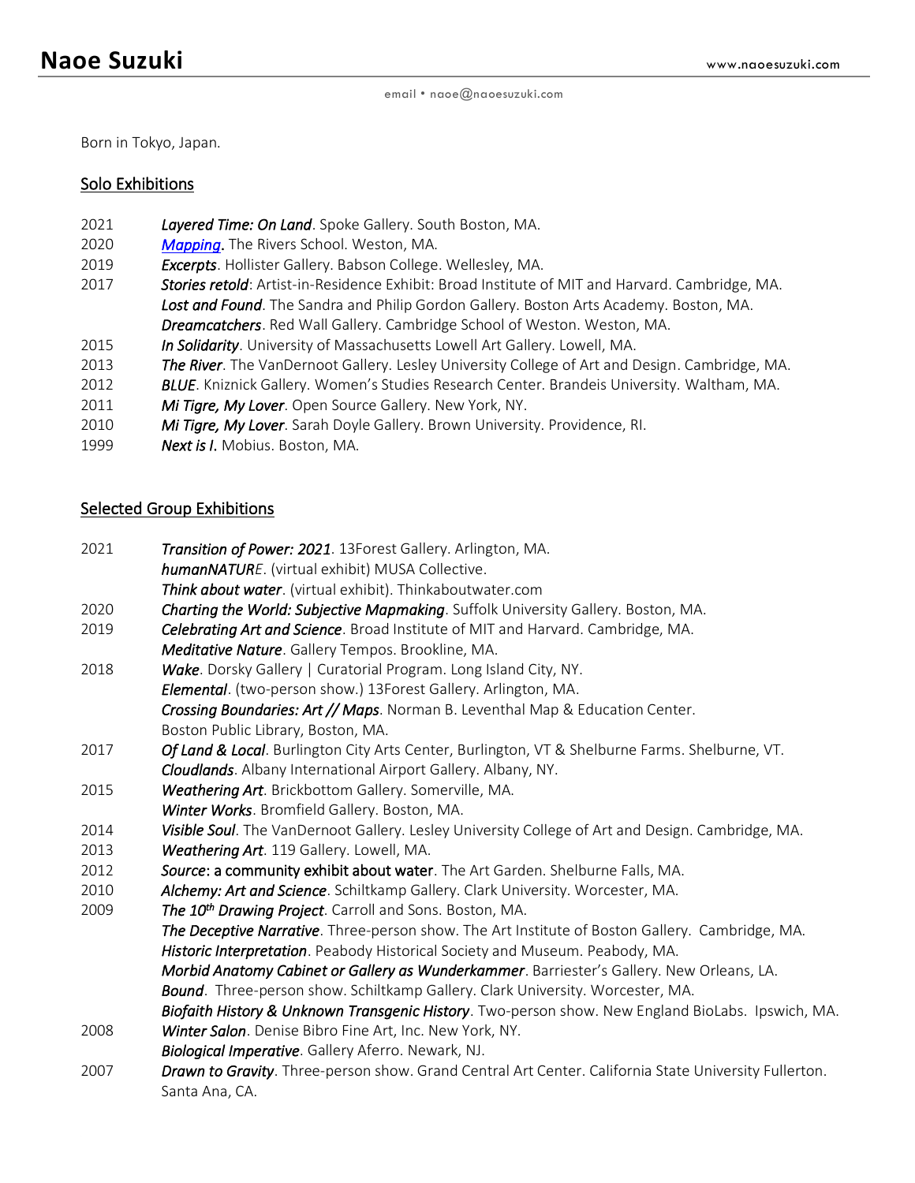# Naoe Suzuki

www.naoesuzuki.com

email • naoe@naoesuzuki.com

Born in Tokyo, Japan.

## Solo Exhibitions

2021 ***Layered Time: On Land***. Spoke Gallery. South Boston, MA.
2020 ***Mapping***. The Rivers School. Weston, MA.
2019 ***Excerpts***. Hollister Gallery. Babson College. Wellesley, MA.
2017 ***Stories retold***: Artist-in-Residence Exhibit: Broad Institute of MIT and Harvard. Cambridge, MA.
***Lost and Found***. The Sandra and Philip Gordon Gallery. Boston Arts Academy. Boston, MA.
***Dreamcatchers***. Red Wall Gallery. Cambridge School of Weston. Weston, MA.
2015 ***In Solidarity***. University of Massachusetts Lowell Art Gallery. Lowell, MA.
2013 ***The River***. The VanDernoot Gallery. Lesley University College of Art and Design. Cambridge, MA.
2012 ***BLUE***. Kniznick Gallery. Women's Studies Research Center. Brandeis University. Waltham, MA.
2011 ***Mi Tigre, My Lover***. Open Source Gallery. New York, NY.
2010 ***Mi Tigre, My Lover***. Sarah Doyle Gallery. Brown University. Providence, RI.
1999 ***Next is I***. Mobius. Boston, MA.

## Selected Group Exhibitions

2021 ***Transition of Power: 2021***. 13Forest Gallery. Arlington, MA.
***humanNATURE***. (virtual exhibit) MUSA Collective.
***Think about water***. (virtual exhibit). Thinkaboutwater.com
2020 ***Charting the World: Subjective Mapmaking***. Suffolk University Gallery. Boston, MA.
2019 ***Celebrating Art and Science***. Broad Institute of MIT and Harvard. Cambridge, MA.
***Meditative Nature***. Gallery Tempos. Brookline, MA.
2018 ***Wake***. Dorsky Gallery | Curatorial Program. Long Island City, NY.
***Elemental***. (two-person show.) 13Forest Gallery. Arlington, MA.
***Crossing Boundaries: Art // Maps***. Norman B. Leventhal Map & Education Center. Boston Public Library, Boston, MA.
2017 ***Of Land & Local***. Burlington City Arts Center, Burlington, VT & Shelburne Farms. Shelburne, VT.
***Cloudlands***. Albany International Airport Gallery. Albany, NY.
2015 ***Weathering Art***. Brickbottom Gallery. Somerville, MA.
***Winter Works***. Bromfield Gallery. Boston, MA.
2014 ***Visible Soul***. The VanDernoot Gallery. Lesley University College of Art and Design. Cambridge, MA.
2013 ***Weathering Art***. 119 Gallery. Lowell, MA.
2012 ***Source*: a community exhibit about water**. The Art Garden. Shelburne Falls, MA.
2010 ***Alchemy: Art and Science***. Schiltkamp Gallery. Clark University. Worcester, MA.
2009 ***The 10th Drawing Project***. Carroll and Sons. Boston, MA.
***The Deceptive Narrative***. Three-person show. The Art Institute of Boston Gallery. Cambridge, MA.
***Historic Interpretation***. Peabody Historical Society and Museum. Peabody, MA.
***Morbid Anatomy Cabinet or Gallery as Wunderkammer***. Barriester's Gallery. New Orleans, LA.
***Bound***. Three-person show. Schiltkamp Gallery. Clark University. Worcester, MA.
***Biofaith History & Unknown Transgenic History***. Two-person show. New England BioLabs. Ipswich, MA.
2008 ***Winter Salon***. Denise Bibro Fine Art, Inc. New York, NY.
***Biological Imperative***. Gallery Aferro. Newark, NJ.
2007 ***Drawn to Gravity***. Three-person show. Grand Central Art Center. California State University Fullerton. Santa Ana, CA.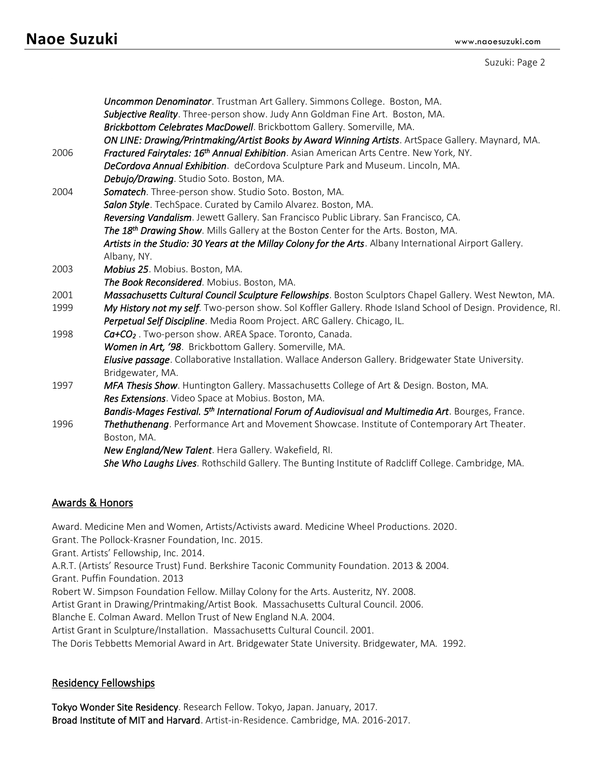| | |
|---|---|
| | ***Uncommon Denominator***. Trustman Art Gallery. Simmons College. Boston, MA. |
| | ***Subjective Reality***. Three-person show. Judy Ann Goldman Fine Art. Boston, MA. |
| | ***Brickbottom Celebrates MacDowell***. Brickbottom Gallery. Somerville, MA. |
| | ***ON LINE: Drawing/Printmaking/Artist Books by Award Winning Artists***. ArtSpace Gallery. Maynard, MA. |
| 2006 | ***Fractured Fairytales: 16th Annual Exhibition***. Asian American Arts Centre. New York, NY. |
| | ***DeCordova Annual Exhibition***. deCordova Sculpture Park and Museum. Lincoln, MA. |
| | ***Debujo/Drawing***. Studio Soto. Boston, MA. |
| 2004 | ***Somatech***. Three-person show. Studio Soto. Boston, MA. |
| | ***Salon Style***. TechSpace. Curated by Camilo Alvarez. Boston, MA. |
| | ***Reversing Vandalism***. Jewett Gallery. San Francisco Public Library. San Francisco, CA. |
| | ***The 18th Drawing Show***. Mills Gallery at the Boston Center for the Arts. Boston, MA. |
| | ***Artists in the Studio: 30 Years at the Millay Colony for the Arts***. Albany International Airport Gallery. Albany, NY. |
| 2003 | ***Mobius 25***. Mobius. Boston, MA. |
| | ***The Book Reconsidered***. Mobius. Boston, MA. |
| 2001 | ***Massachusetts Cultural Council Sculpture Fellowships***. Boston Sculptors Chapel Gallery. West Newton, MA. |
| 1999 | ***My History not my self***. Two-person show. Sol Koffler Gallery. Rhode Island School of Design. Providence, RI. |
| | ***Perpetual Self Discipline***. Media Room Project. ARC Gallery. Chicago, IL. |
| 1998 | ***Ca+$CO_2$*** . Two-person show. AREA Space. Toronto, Canada. |
| | ***Women in Art, '98***. Brickbottom Gallery. Somerville, MA. |
| | ***Elusive passage***. Collaborative Installation. Wallace Anderson Gallery. Bridgewater State University. Bridgewater, MA. |
| 1997 | ***MFA Thesis Show***. Huntington Gallery. Massachusetts College of Art & Design. Boston, MA. |
| | ***Res Extensions***. Video Space at Mobius. Boston, MA. |
| | ***Bandis-Mages Festival. 5th International Forum of Audiovisual and Multimedia Art***. Bourges, France. |
| 1996 | ***Thethuthenang***. Performance Art and Movement Showcase. Institute of Contemporary Art Theater. Boston, MA. |
| | ***New England/New Talent***. Hera Gallery. Wakefield, RI. |
| | ***She Who Laughs Lives***. Rothschild Gallery. The Bunting Institute of Radcliff College. Cambridge, MA. |

## Awards & Honors

Award. Medicine Men and Women, Artists/Activists award. Medicine Wheel Productions. 2020.
Grant. The Pollock-Krasner Foundation, Inc. 2015.
Grant. Artists' Fellowship, Inc. 2014.
A.R.T. (Artists' Resource Trust) Fund. Berkshire Taconic Community Foundation. 2013 & 2004.
Grant. Puffin Foundation. 2013
Robert W. Simpson Foundation Fellow. Millay Colony for the Arts. Austeritz, NY. 2008.
Artist Grant in Drawing/Printmaking/Artist Book. Massachusetts Cultural Council. 2006.
Blanche E. Colman Award. Mellon Trust of New England N.A. 2004.
Artist Grant in Sculpture/Installation. Massachusetts Cultural Council. 2001.
The Doris Tebbetts Memorial Award in Art. Bridgewater State University. Bridgewater, MA. 1992.

## Residency Fellowships

**Tokyo Wonder Site Residency**. Research Fellow. Tokyo, Japan. January, 2017.
**Broad Institute of MIT and Harvard**. Artist-in-Residence. Cambridge, MA. 2016-2017.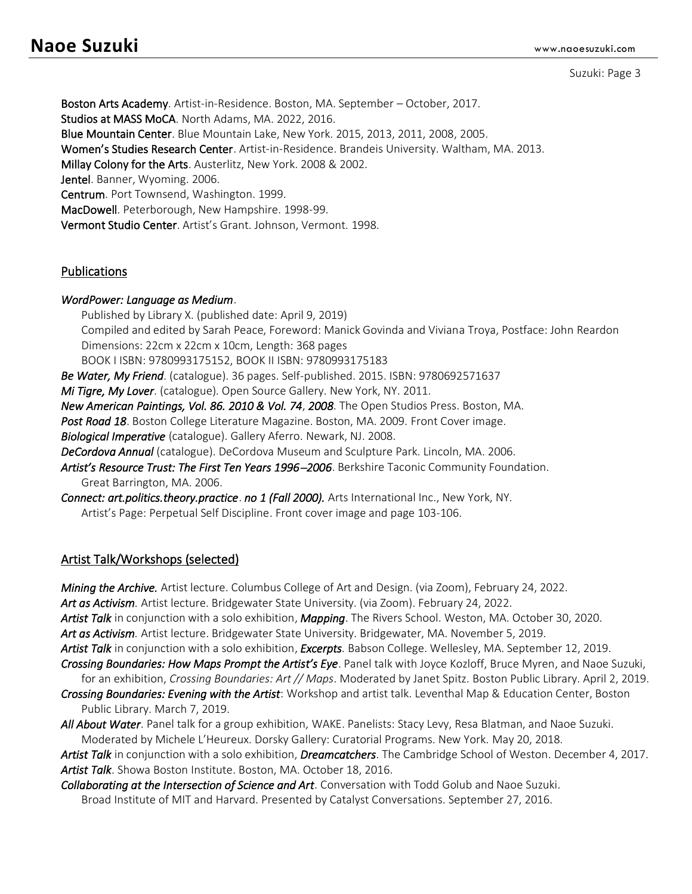**Boston Arts Academy**. Artist-in-Residence. Boston, MA. September – October, 2017.
**Studios at MASS MoCA**. North Adams, MA. 2022, 2016.
**Blue Mountain Center**. Blue Mountain Lake, New York. 2015, 2013, 2011, 2008, 2005.
**Women's Studies Research Center**. Artist-in-Residence. Brandeis University. Waltham, MA. 2013.
**Millay Colony for the Arts**. Austerlitz, New York. 2008 & 2002.
**Jentel**. Banner, Wyoming. 2006.
**Centrum**. Port Townsend, Washington. 1999.
**MacDowell**. Peterborough, New Hampshire. 1998-99.
**Vermont Studio Center**. Artist's Grant. Johnson, Vermont. 1998.

## Publications

***WordPower: Language as Medium***.
Published by Library X. (published date: April 9, 2019)
Compiled and edited by Sarah Peace, Foreword: Manick Govinda and Viviana Troya, Postface: John Reardon
Dimensions: 22cm x 22cm x 10cm, Length: 368 pages
BOOK I ISBN: 9780993175152, BOOK II ISBN: 9780993175183

***Be Water, My Friend***. (catalogue). 36 pages. Self-published. 2015. ISBN: 9780692571637
***Mi Tigre, My Lover***. (catalogue). Open Source Gallery. New York, NY. 2011.
***New American Paintings, Vol. 86. 2010 & Vol. 74, 2008***. The Open Studios Press. Boston, MA.
***Post Road 18***. Boston College Literature Magazine. Boston, MA. 2009. Front Cover image.
***Biological Imperative*** (catalogue). Gallery Aferro. Newark, NJ. 2008.
***DeCordova Annual*** (catalogue). DeCordova Museum and Sculpture Park. Lincoln, MA. 2006.
***Artist's Resource Trust: The First Ten Years 1996–2006***. Berkshire Taconic Community Foundation. Great Barrington, MA. 2006.
***Connect: art.politics.theory.practice. no 1 (Fall 2000).*** Arts International Inc., New York, NY. Artist's Page: Perpetual Self Discipline. Front cover image and page 103-106.

## Artist Talk/Workshops (selected)

***Mining the Archive.*** Artist lecture. Columbus College of Art and Design. (via Zoom), February 24, 2022.
***Art as Activism***. Artist lecture. Bridgewater State University. (via Zoom). February 24, 2022.
***Artist Talk*** in conjunction with a solo exhibition, ***Mapping***. The Rivers School. Weston, MA. October 30, 2020.
***Art as Activism***. Artist lecture. Bridgewater State University. Bridgewater, MA. November 5, 2019.
***Artist Talk*** in conjunction with a solo exhibition, ***Excerpts***. Babson College. Wellesley, MA. September 12, 2019.
***Crossing Boundaries: How Maps Prompt the Artist's Eye***. Panel talk with Joyce Kozloff, Bruce Myren, and Naoe Suzuki, for an exhibition, *Crossing Boundaries: Art // Maps*. Moderated by Janet Spitz. Boston Public Library. April 2, 2019.
***Crossing Boundaries: Evening with the Artist***: Workshop and artist talk. Leventhal Map & Education Center, Boston Public Library. March 7, 2019.
***All About Water***. Panel talk for a group exhibition, WAKE. Panelists: Stacy Levy, Resa Blatman, and Naoe Suzuki. Moderated by Michele L'Heureux. Dorsky Gallery: Curatorial Programs. New York. May 20, 2018.
***Artist Talk*** in conjunction with a solo exhibition, ***Dreamcatchers***. The Cambridge School of Weston. December 4, 2017.
***Artist Talk***. Showa Boston Institute. Boston, MA. October 18, 2016.
***Collaborating at the Intersection of Science and Art***. Conversation with Todd Golub and Naoe Suzuki. Broad Institute of MIT and Harvard. Presented by Catalyst Conversations. September 27, 2016.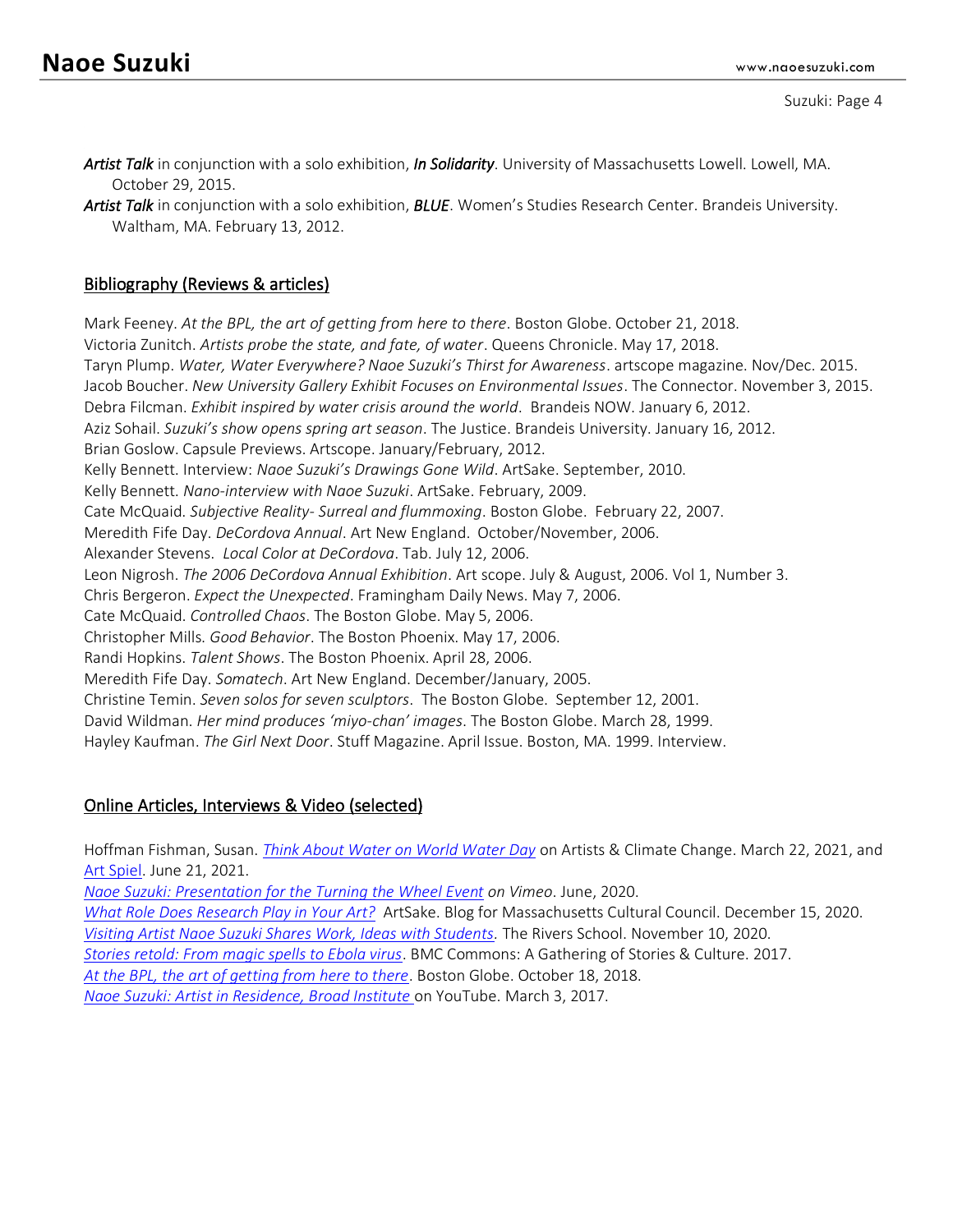***Artist Talk*** in conjunction with a solo exhibition, ***In Solidarity***. University of Massachusetts Lowell. Lowell, MA. October 29, 2015.

***Artist Talk*** in conjunction with a solo exhibition, ***BLUE***. Women's Studies Research Center. Brandeis University. Waltham, MA. February 13, 2012.

## Bibliography (Reviews & articles)

Mark Feeney. *At the BPL, the art of getting from here to there*. Boston Globe. October 21, 2018.
Victoria Zunitch. *Artists probe the state, and fate, of water*. Queens Chronicle. May 17, 2018.
Taryn Plump. *Water, Water Everywhere? Naoe Suzuki's Thirst for Awareness*. artscope magazine. Nov/Dec. 2015.
Jacob Boucher. *New University Gallery Exhibit Focuses on Environmental Issues*. The Connector. November 3, 2015.
Debra Filcman. *Exhibit inspired by water crisis around the world*. Brandeis NOW. January 6, 2012.
Aziz Sohail. *Suzuki's show opens spring art season*. The Justice. Brandeis University. January 16, 2012.
Brian Goslow. Capsule Previews. Artscope. January/February, 2012.
Kelly Bennett. Interview: *Naoe Suzuki's Drawings Gone Wild*. ArtSake. September, 2010.
Kelly Bennett. *Nano-interview with Naoe Suzuki*. ArtSake. February, 2009.
Cate McQuaid. *Subjective Reality- Surreal and flummoxing*. Boston Globe. February 22, 2007.
Meredith Fife Day. *DeCordova Annual*. Art New England. October/November, 2006.
Alexander Stevens. *Local Color at DeCordova*. Tab. July 12, 2006.
Leon Nigrosh. *The 2006 DeCordova Annual Exhibition*. Art scope. July & August, 2006. Vol 1, Number 3.
Chris Bergeron. *Expect the Unexpected*. Framingham Daily News. May 7, 2006.
Cate McQuaid. *Controlled Chaos*. The Boston Globe. May 5, 2006.
Christopher Mills. *Good Behavior*. The Boston Phoenix. May 17, 2006.
Randi Hopkins. *Talent Shows*. The Boston Phoenix. April 28, 2006.
Meredith Fife Day. *Somatech*. Art New England. December/January, 2005.
Christine Temin. *Seven solos for seven sculptors*. The Boston Globe. September 12, 2001.
David Wildman. *Her mind produces 'miyo-chan' images*. The Boston Globe. March 28, 1999.
Hayley Kaufman. *The Girl Next Door*. Stuff Magazine. April Issue. Boston, MA. 1999. Interview.

## Online Articles, Interviews & Video (selected)

Hoffman Fishman, Susan. *Think About Water on World Water Day* on Artists & Climate Change. March 22, 2021, and Art Spiel. June 21, 2021.
*Naoe Suzuki: Presentation for the Turning the Wheel Event on Vimeo*. June, 2020.
*What Role Does Research Play in Your Art?* ArtSake. Blog for Massachusetts Cultural Council. December 15, 2020.
*Visiting Artist Naoe Suzuki Shares Work, Ideas with Students*. The Rivers School. November 10, 2020.
*Stories retold: From magic spells to Ebola virus*. BMC Commons: A Gathering of Stories & Culture. 2017.
*At the BPL, the art of getting from here to there*. Boston Globe. October 18, 2018.
*Naoe Suzuki: Artist in Residence, Broad Institute* on YouTube. March 3, 2017.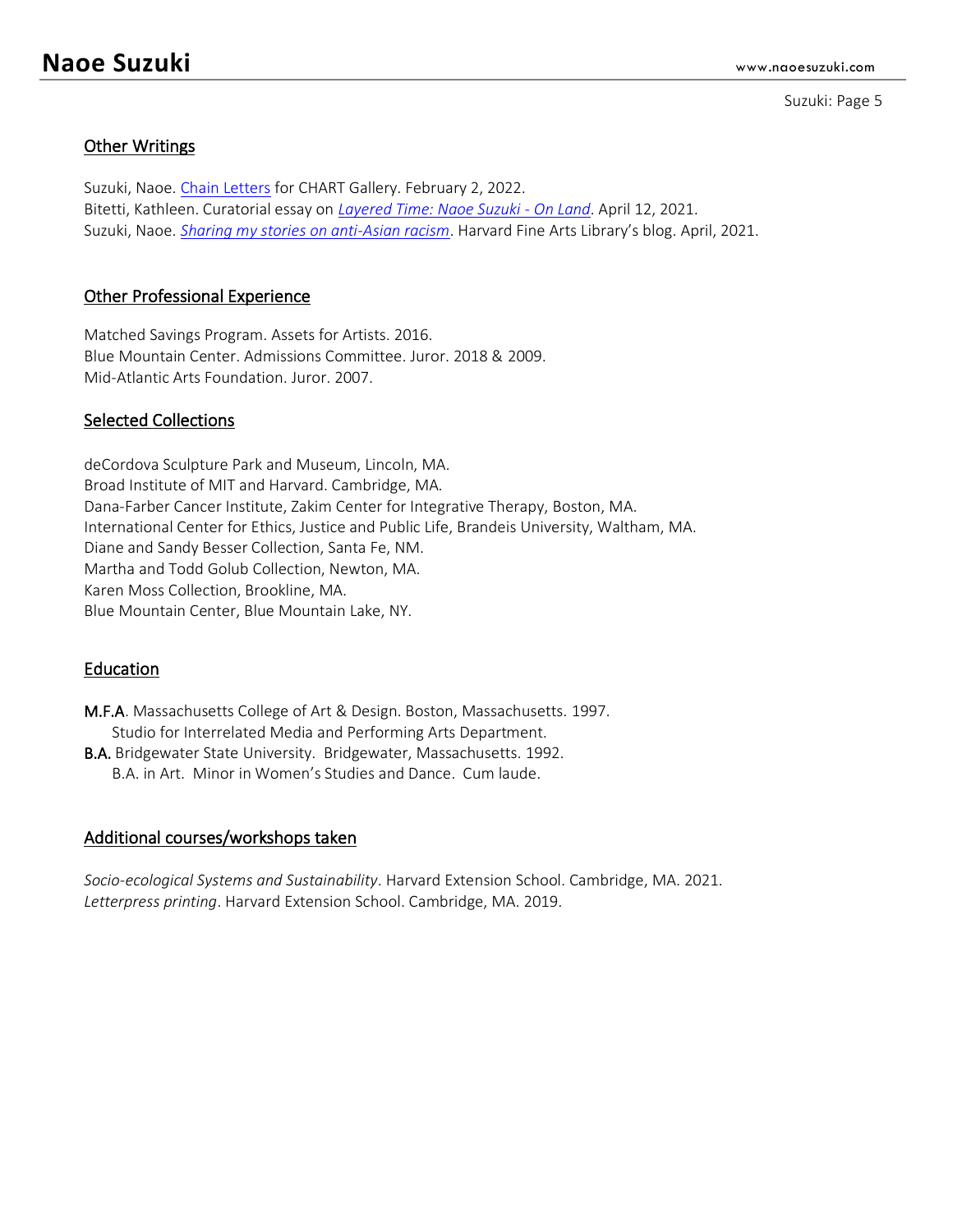## Other Writings

Suzuki, Naoe. Chain Letters for CHART Gallery. February 2, 2022.
Bitetti, Kathleen. Curatorial essay on *Layered Time: Naoe Suzuki - On Land*. April 12, 2021.
Suzuki, Naoe. *Sharing my stories on anti-Asian racism*. Harvard Fine Arts Library's blog. April, 2021.

## Other Professional Experience

Matched Savings Program. Assets for Artists. 2016.
Blue Mountain Center. Admissions Committee. Juror. 2018 & 2009.
Mid-Atlantic Arts Foundation. Juror. 2007.

## Selected Collections

deCordova Sculpture Park and Museum, Lincoln, MA.
Broad Institute of MIT and Harvard. Cambridge, MA.
Dana-Farber Cancer Institute, Zakim Center for Integrative Therapy, Boston, MA.
International Center for Ethics, Justice and Public Life, Brandeis University, Waltham, MA.
Diane and Sandy Besser Collection, Santa Fe, NM.
Martha and Todd Golub Collection, Newton, MA.
Karen Moss Collection, Brookline, MA.
Blue Mountain Center, Blue Mountain Lake, NY.

## Education

**M.F.A**. Massachusetts College of Art & Design. Boston, Massachusetts. 1997.
Studio for Interrelated Media and Performing Arts Department.
**B.A.** Bridgewater State University. Bridgewater, Massachusetts. 1992.
B.A. in Art. Minor in Women's Studies and Dance. Cum laude.

## Additional courses/workshops taken

*Socio-ecological Systems and Sustainability*. Harvard Extension School. Cambridge, MA. 2021.
*Letterpress printing*. Harvard Extension School. Cambridge, MA. 2019.